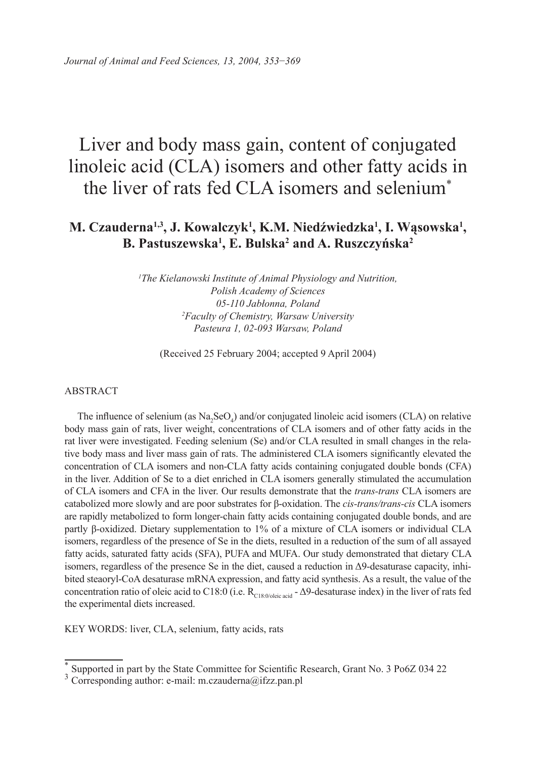# Liver and body mass gain, content of conjugated linoleic acid (CLA) isomers and other fatty acids in the liver of rats fed CLA isomers and selenium*

**M. Czauderna[1,3], J. Kowalczyk[1], K.M. Niedźwiedzka[1], I. Wąsowska[1], B. Pastuszewska[1], E. Bulska[2] and A. Ruszczyńska[2]**

*[1]The Kielanowski Institute of Animal Physiology and Nutrition, Polish Academy of Sciences 05-110 Jabłonna, Poland*
*[2]Faculty of Chemistry, Warsaw University Pasteura 1, 02-093 Warsaw, Poland*

(Received 25 February 2004; accepted 9 April 2004)

## ABSTRACT

The influence of selenium (as $Na_2SeO_4$) and/or conjugated linoleic acid isomers (CLA) on relative body mass gain of rats, liver weight, concentrations of CLA isomers and of other fatty acids in the rat liver were investigated. Feeding selenium (Se) and/or CLA resulted in small changes in the relative body mass and liver mass gain of rats. The administered CLA isomers significantly elevated the concentration of CLA isomers and non-CLA fatty acids containing conjugated double bonds (CFA) in the liver. Addition of Se to a diet enriched in CLA isomers generally stimulated the accumulation of CLA isomers and CFA in the liver. Our results demonstrate that the *trans-trans* CLA isomers are catabolized more slowly and are poor substrates for β-oxidation. The *cis-trans/trans-cis* CLA isomers are rapidly metabolized to form longer-chain fatty acids containing conjugated double bonds, and are partly β-oxidized. Dietary supplementation to 1% of a mixture of CLA isomers or individual CLA isomers, regardless of the presence of Se in the diets, resulted in a reduction of the sum of all assayed fatty acids, saturated fatty acids (SFA), PUFA and MUFA. Our study demonstrated that dietary CLA isomers, regardless of the presence Se in the diet, caused a reduction in Δ9-desaturase capacity, inhibited steaoryl-CoA desaturase mRNA expression, and fatty acid synthesis. As a result, the value of the concentration ratio of oleic acid to C18:0 (i.e. $R_{C18:0/oleic\ acid}$ - Δ9-desaturase index) in the liver of rats fed the experimental diets increased.

KEY WORDS: liver, CLA, selenium, fatty acids, rats

---

* Supported in part by the State Committee for Scientific Research, Grant No. 3 Po6Z 034 22

[3] Corresponding author: e-mail: m.czauderna@ifzz.pan.pl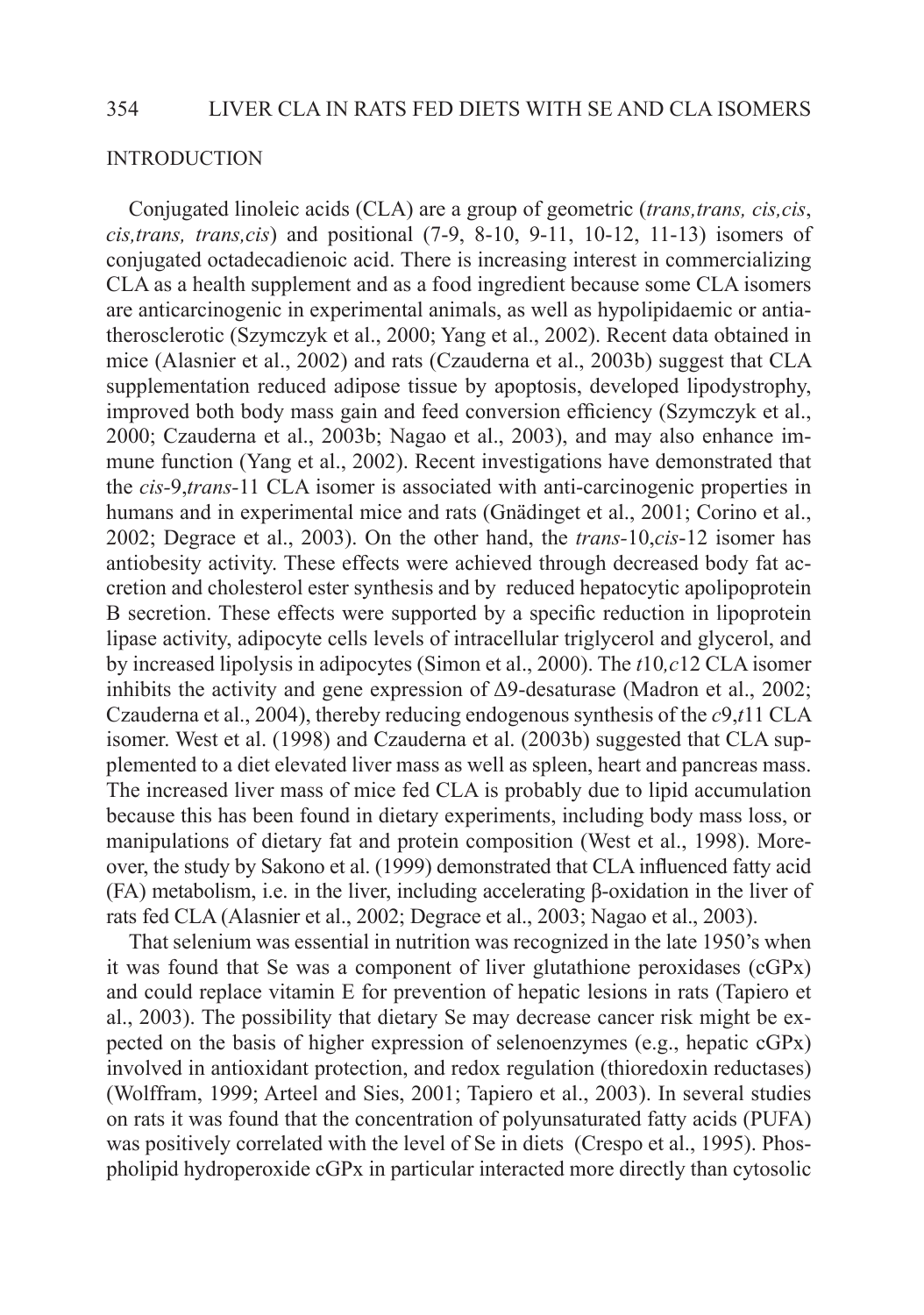## INTRODUCTION

Conjugated linoleic acids (CLA) are a group of geometric (*trans,trans, cis,cis*, *cis,trans, trans,cis*) and positional (7-9, 8-10, 9-11, 10-12, 11-13) isomers of conjugated octadecadienoic acid. There is increasing interest in commercializing CLA as a health supplement and as a food ingredient because some CLA isomers are anticarcinogenic in experimental animals, as well as hypolipidaemic or antiatherosclerotic (Szymczyk et al., 2000; Yang et al., 2002). Recent data obtained in mice (Alasnier et al., 2002) and rats (Czauderna et al., 2003b) suggest that CLA supplementation reduced adipose tissue by apoptosis, developed lipodystrophy, improved both body mass gain and feed conversion efficiency (Szymczyk et al., 2000; Czauderna et al., 2003b; Nagao et al., 2003), and may also enhance immune function (Yang et al., 2002). Recent investigations have demonstrated that the *cis*-9,*trans*-11 CLA isomer is associated with anti-carcinogenic properties in humans and in experimental mice and rats (Gnädinget et al., 2001; Corino et al., 2002; Degrace et al., 2003). On the other hand, the *trans*-10,*cis*-12 isomer has antiobesity activity. These effects were achieved through decreased body fat accretion and cholesterol ester synthesis and by reduced hepatocytic apolipoprotein B secretion. These effects were supported by a specific reduction in lipoprotein lipase activity, adipocyte cells levels of intracellular triglycerol and glycerol, and by increased lipolysis in adipocytes (Simon et al., 2000). The *t*10*,c*12 CLA isomer inhibits the activity and gene expression of Δ9-desaturase (Madron et al., 2002; Czauderna et al., 2004), thereby reducing endogenous synthesis of the *c*9,*t*11 CLA isomer. West et al. (1998) and Czauderna et al. (2003b) suggested that CLA supplemented to a diet elevated liver mass as well as spleen, heart and pancreas mass. The increased liver mass of mice fed CLA is probably due to lipid accumulation because this has been found in dietary experiments, including body mass loss, or manipulations of dietary fat and protein composition (West et al., 1998). Moreover, the study by Sakono et al. (1999) demonstrated that CLA influenced fatty acid (FA) metabolism, i.e. in the liver, including accelerating β-oxidation in the liver of rats fed CLA (Alasnier et al., 2002; Degrace et al., 2003; Nagao et al., 2003).

That selenium was essential in nutrition was recognized in the late 1950's when it was found that Se was a component of liver glutathione peroxidases (cGPx) and could replace vitamin E for prevention of hepatic lesions in rats (Tapiero et al., 2003). The possibility that dietary Se may decrease cancer risk might be expected on the basis of higher expression of selenoenzymes (e.g., hepatic cGPx) involved in antioxidant protection, and redox regulation (thioredoxin reductases) (Wolffram, 1999; Arteel and Sies, 2001; Tapiero et al., 2003). In several studies on rats it was found that the concentration of polyunsaturated fatty acids (PUFA) was positively correlated with the level of Se in diets (Crespo et al., 1995). Phospholipid hydroperoxide cGPx in particular interacted more directly than cytosolic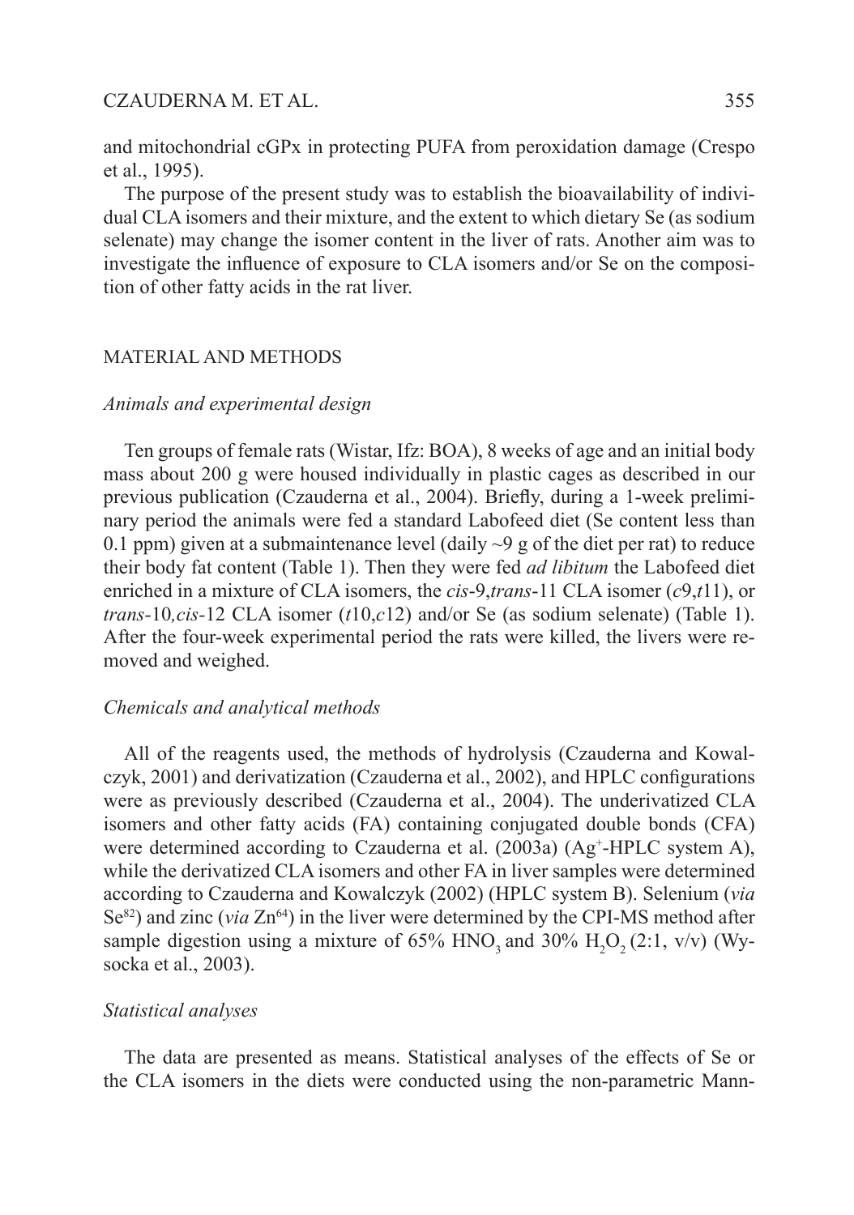and mitochondrial cGPx in protecting PUFA from peroxidation damage (Crespo et al., 1995).

The purpose of the present study was to establish the bioavailability of individual CLA isomers and their mixture, and the extent to which dietary Se (as sodium selenate) may change the isomer content in the liver of rats. Another aim was to investigate the influence of exposure to CLA isomers and/or Se on the composition of other fatty acids in the rat liver.

## MATERIAL AND METHODS

### *Animals and experimental design*

Ten groups of female rats (Wistar, Ifz: BOA), 8 weeks of age and an initial body mass about 200 g were housed individually in plastic cages as described in our previous publication (Czauderna et al., 2004). Briefly, during a 1-week preliminary period the animals were fed a standard Labofeed diet (Se content less than 0.1 ppm) given at a submaintenance level (daily ~9 g of the diet per rat) to reduce their body fat content (Table 1). Then they were fed *ad libitum* the Labofeed diet enriched in a mixture of CLA isomers, the *cis*-9,*trans*-11 CLA isomer (*c*9,*t*11), or *trans*-10,*cis*-12 CLA isomer (*t*10,*c*12) and/or Se (as sodium selenate) (Table 1). After the four-week experimental period the rats were killed, the livers were removed and weighed.

### *Chemicals and analytical methods*

All of the reagents used, the methods of hydrolysis (Czauderna and Kowalczyk, 2001) and derivatization (Czauderna et al., 2002), and HPLC configurations were as previously described (Czauderna et al., 2004). The underivatized CLA isomers and other fatty acids (FA) containing conjugated double bonds (CFA) were determined according to Czauderna et al. (2003a) ($Ag^+$-HPLC system A), while the derivatized CLA isomers and other FA in liver samples were determined according to Czauderna and Kowalczyk (2002) (HPLC system B). Selenium (*via* $Se^{82}$) and zinc (*via* $Zn^{64}$) in the liver were determined by the CPI-MS method after sample digestion using a mixture of 65% $HNO_3$ and 30% $H_2O_2$ (2:1, v/v) (Wysocka et al., 2003).

### *Statistical analyses*

The data are presented as means. Statistical analyses of the effects of Se or the CLA isomers in the diets were conducted using the non-parametric Mann-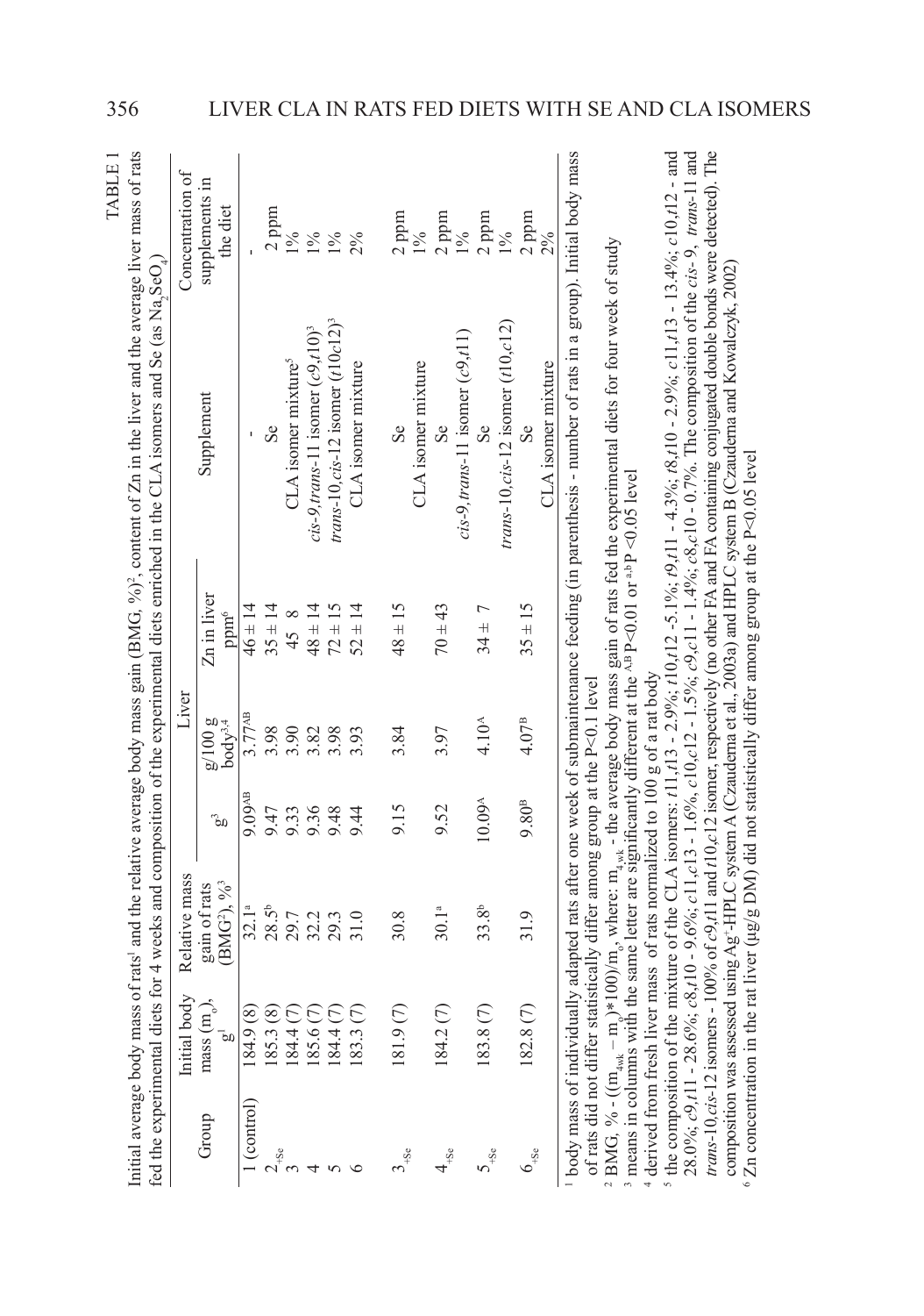TABLE 1

Initial average body mass of rats[1] and the relative average body mass gain (BMG, %)[2], content of Zn in the liver and the average liver mass of rats fed the experimental diets for 4 weeks and composition of the experimental diets enriched in the CLA isomers and Se (as $Na_2SeO_4$)

| Group | Initial body mass ($m_o$), g[1] | Relative mass gain of rats (BMG[2]), %[3] | Liver g[3] | Liver g/100 g body[3,4] | Zn in liver ppm[6] | Supplement | Concentration of supplements in the diet |
|---|---|---|---|---|---|---|---|
| 1 (control) | 184.9 (8) | 32.1[a] | 9.09[AB] | 3.77[AB] | 46 ± 14 | - | - |
| $2_{+Se}$ | 185.3 (8) | 28.5[b] | 9.47 | 3.98 | 35 ± 14 | Se | 2 ppm |
| 3 | 184.4 (7) | 29.7 | 9.33 | 3.90 | 45 ± 8 | CLA isomer mixture[5] | 1% |
| 4 | 185.6 (7) | 32.2 | 9.36 | 3.82 | 48 ± 14 | *cis*-9,*trans*-11 isomer (*c*9,*t*11)[3] | 1% |
| 5 | 184.4 (7) | 29.3 | 9.48 | 3.98 | 72 ± 15 | *trans*-10,*cis*-12 isomer (*t*10*c*12)[3] | 1% |
| 6 | 183.3 (7) | 31.0 | 9.44 | 3.93 | 52 ± 14 | CLA isomer mixture | 2% |
| $3_{+Se}$ | 181.9 (7) | 30.8 | 9.15 | 3.84 | 48 ± 15 | Se<br>CLA isomer mixture | 2 ppm<br>1% |
| $4_{+Se}$ | 184.2 (7) | 30.1[a] | 9.52 | 3.97 | 70 ± 43 | Se<br>*cis*-9,*trans*-11 isomer (*c*9,*t*11) | 2 ppm<br>1% |
| $5_{+Se}$ | 183.8 (7) | 33.8[b] | 10.09[A] | 4.10[A] | 34 ± 7 | Se<br>*trans*-10,*cis*-12 isomer (*t*10,*c*12) | 2 ppm<br>1% |
| $6_{+Se}$ | 182.8 (7) | 31.9 | 9.80[B] | 4.07[B] | 35 ± 15 | Se<br>CLA isomer mixture | 2 ppm<br>2% |

[1] body mass of individually adapted rats after one week of submaintenance feeding (in parenthesis - number of rats in a group). Initial body mass of rats did not differ statistically differ among group at the P<0.1 level

[2] BMG, % - $((m_{4wk} - m_o)*100)/m_o$, where: $m_{4wk}$ - the average body mass gain of rats fed the experimental diets for four week of study

[3] means in columns with the same letter are significantly different at the [A,B] P<0.01 or [a,b] P <0.05 level

[4] derived from fresh liver mass of rats normalized to 100 g of a rat body

[5] the composition of the mixture of the CLA isomers: *t*11,*t*13 - 2.9%; *t*10,*t*12 -5.1%; *t*9,*t*11 - 4.3%; *t*8,*t*10 - 2.9%; *c*11,*t*13 - 13.4%; *c*10,*t*12 - and 28.0%; *c*9,*t*11 - 28.6%; *c*8,*t*10 - 9.6%; *c*11,*c*13 - 1.6%; *c*10,*c*12 - 1.5%; *c*9,*c*11 - 1.4%; *c*8,*c*10 - 0.7%. The composition of the *cis*-9, *trans*-11 and *trans*-10,*cis*-12 isomers - 100% of *c*9,*t*11 and *t*10,*c*12 isomer, respectively (no other FA and FA containing conjugated double bonds were detected). The composition was assessed using $Ag^+$-HPLC system A (Czauderna et al., 2003a) and HPLC system B (Czauderna and Kowalczyk, 2002)

[6] Zn concentration in the rat liver (µg/g DM) did not statistically differ among group at the P<0.05 level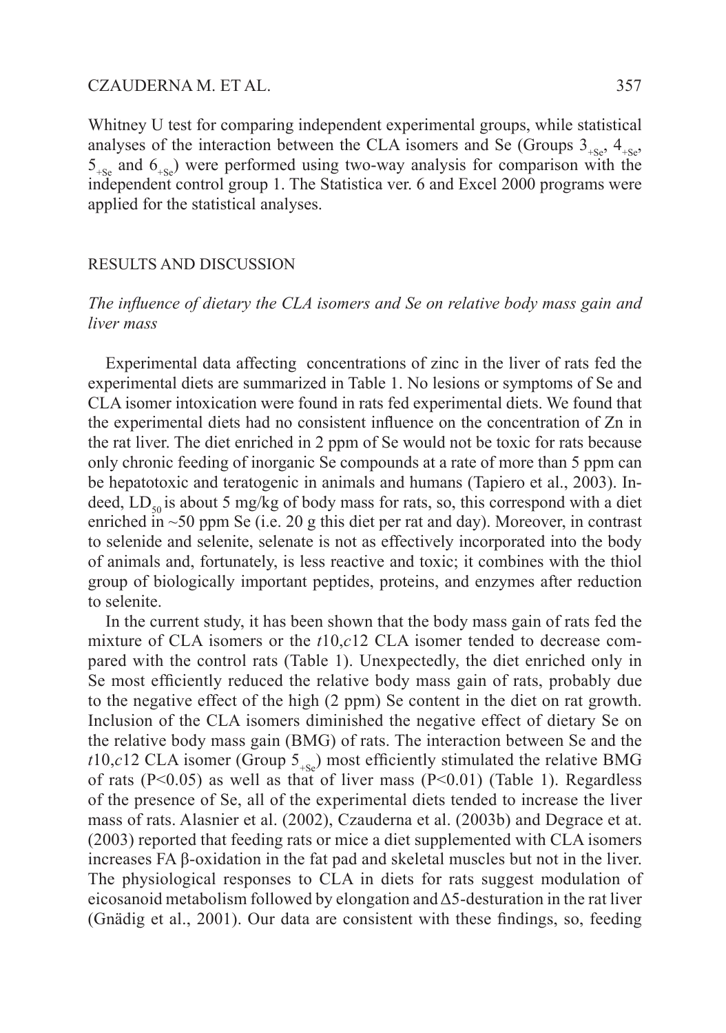Whitney U test for comparing independent experimental groups, while statistical analyses of the interaction between the CLA isomers and Se (Groups $3_{+Se}$, $4_{+Se}$, $5_{+Se}$ and $6_{+Se}$) were performed using two-way analysis for comparison with the independent control group 1. The Statistica ver. 6 and Excel 2000 programs were applied for the statistical analyses.

## RESULTS AND DISCUSSION

### *The influence of dietary the CLA isomers and Se on relative body mass gain and liver mass*

Experimental data affecting concentrations of zinc in the liver of rats fed the experimental diets are summarized in Table 1. No lesions or symptoms of Se and CLA isomer intoxication were found in rats fed experimental diets. We found that the experimental diets had no consistent influence on the concentration of Zn in the rat liver. The diet enriched in 2 ppm of Se would not be toxic for rats because only chronic feeding of inorganic Se compounds at a rate of more than 5 ppm can be hepatotoxic and teratogenic in animals and humans (Tapiero et al., 2003). Indeed, $LD_{50}$ is about 5 mg/kg of body mass for rats, so, this correspond with a diet enriched in ~50 ppm Se (i.e. 20 g this diet per rat and day). Moreover, in contrast to selenide and selenite, selenate is not as effectively incorporated into the body of animals and, fortunately, is less reactive and toxic; it combines with the thiol group of biologically important peptides, proteins, and enzymes after reduction to selenite.

In the current study, it has been shown that the body mass gain of rats fed the mixture of CLA isomers or the *t*10,*c*12 CLA isomer tended to decrease compared with the control rats (Table 1). Unexpectedly, the diet enriched only in Se most efficiently reduced the relative body mass gain of rats, probably due to the negative effect of the high (2 ppm) Se content in the diet on rat growth. Inclusion of the CLA isomers diminished the negative effect of dietary Se on the relative body mass gain (BMG) of rats. The interaction between Se and the *t*10,*c*12 CLA isomer (Group $5_{+Se}$) most efficiently stimulated the relative BMG of rats ($P<0.05$) as well as that of liver mass ($P<0.01$) (Table 1). Regardless of the presence of Se, all of the experimental diets tended to increase the liver mass of rats. Alasnier et al. (2002), Czauderna et al. (2003b) and Degrace et at. (2003) reported that feeding rats or mice a diet supplemented with CLA isomers increases FA β-oxidation in the fat pad and skeletal muscles but not in the liver. The physiological responses to CLA in diets for rats suggest modulation of eicosanoid metabolism followed by elongation and Δ5-desturation in the rat liver (Gnädig et al., 2001). Our data are consistent with these findings, so, feeding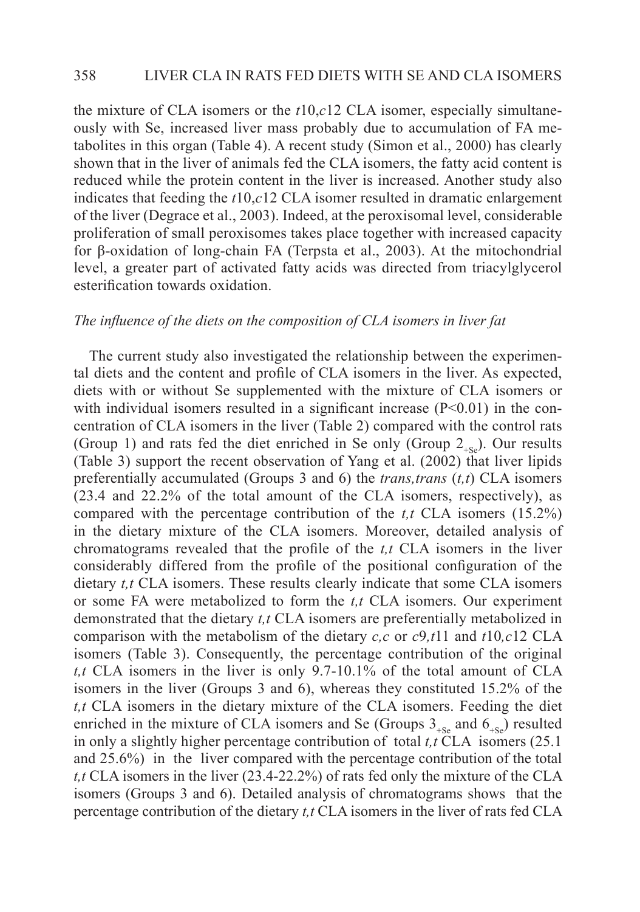the mixture of CLA isomers or the *t*10,*c*12 CLA isomer, especially simultaneously with Se, increased liver mass probably due to accumulation of FA metabolites in this organ (Table 4). A recent study (Simon et al., 2000) has clearly shown that in the liver of animals fed the CLA isomers, the fatty acid content is reduced while the protein content in the liver is increased. Another study also indicates that feeding the *t*10,*c*12 CLA isomer resulted in dramatic enlargement of the liver (Degrace et al., 2003). Indeed, at the peroxisomal level, considerable proliferation of small peroxisomes takes place together with increased capacity for β-oxidation of long-chain FA (Terpsta et al., 2003). At the mitochondrial level, a greater part of activated fatty acids was directed from triacylglycerol esterification towards oxidation.

*The influence of the diets on the composition of CLA isomers in liver fat*

The current study also investigated the relationship between the experimental diets and the content and profile of CLA isomers in the liver. As expected, diets with or without Se supplemented with the mixture of CLA isomers or with individual isomers resulted in a significant increase ($P<0.01$) in the concentration of CLA isomers in the liver (Table 2) compared with the control rats (Group 1) and rats fed the diet enriched in Se only (Group $2_{+Se}$). Our results (Table 3) support the recent observation of Yang et al. (2002) that liver lipids preferentially accumulated (Groups 3 and 6) the *trans,trans* (*t,t*) CLA isomers (23.4 and 22.2% of the total amount of the CLA isomers, respectively), as compared with the percentage contribution of the *t,t* CLA isomers (15.2%) in the dietary mixture of the CLA isomers. Moreover, detailed analysis of chromatograms revealed that the profile of the *t,t* CLA isomers in the liver considerably differed from the profile of the positional configuration of the dietary *t,t* CLA isomers. These results clearly indicate that some CLA isomers or some FA were metabolized to form the *t,t* CLA isomers. Our experiment demonstrated that the dietary *t,t* CLA isomers are preferentially metabolized in comparison with the metabolism of the dietary *c,c* or *c*9,*t*11 and *t*10,*c*12 CLA isomers (Table 3). Consequently, the percentage contribution of the original *t,t* CLA isomers in the liver is only 9.7-10.1% of the total amount of CLA isomers in the liver (Groups 3 and 6), whereas they constituted 15.2% of the *t,t* CLA isomers in the dietary mixture of the CLA isomers. Feeding the diet enriched in the mixture of CLA isomers and Se (Groups $3_{+Se}$ and $6_{+Se}$) resulted in only a slightly higher percentage contribution of total *t,t* CLA isomers (25.1 and 25.6%) in the liver compared with the percentage contribution of the total *t,t* CLA isomers in the liver (23.4-22.2%) of rats fed only the mixture of the CLA isomers (Groups 3 and 6). Detailed analysis of chromatograms shows that the percentage contribution of the dietary *t,t* CLA isomers in the liver of rats fed CLA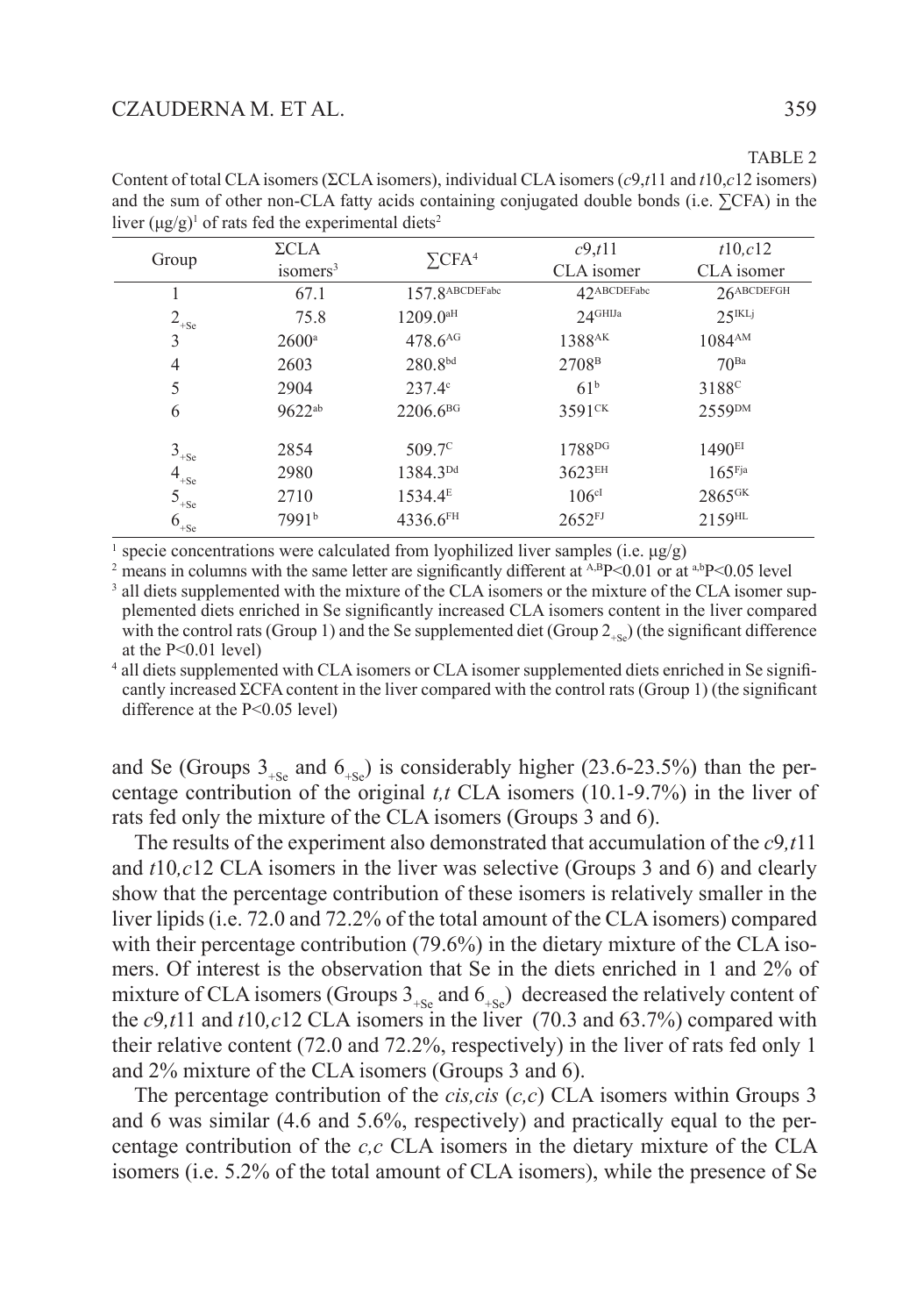TABLE 2

Content of total CLA isomers (ΣCLA isomers), individual CLA isomers (*c*9,*t*11 and *t*10,*c*12 isomers) and the sum of other non-CLA fatty acids containing conjugated double bonds (i.e. ∑CFA) in the liver (μg/g)[1] of rats fed the experimental diets[2]

| Group | ΣCLA isomers[3] | ∑CFA[4] | *c*9,*t*11 CLA isomer | *t*10,*c*12 CLA isomer |
|---|---|---|---|---|
| 1 | 67.1 | 157.8$^{ABCDEFabc}$ | 42$^{ABCDEFabc}$ | 26$^{ABCDEFGH}$ |
| $2_{+Se}$ | 75.8 | 1209.0$^{aH}$ | 24$^{GHIJa}$ | 25$^{IKLj}$ |
| 3 | 2600$^{a}$ | 478.6$^{AG}$ | 1388$^{AK}$ | 1084$^{AM}$ |
| 4 | 2603 | 280.8$^{bd}$ | 2708$^{B}$ | 70$^{Ba}$ |
| 5 | 2904 | 237.4$^{c}$ | 61$^{b}$ | 3188$^{C}$ |
| 6 | 9622$^{ab}$ | 2206.6$^{BG}$ | 3591$^{CK}$ | 2559$^{DM}$ |
| $3_{+Se}$ | 2854 | 509.7$^{C}$ | 1788$^{DG}$ | 1490$^{EI}$ |
| $4_{+Se}$ | 2980 | 1384.3$^{Dd}$ | 3623$^{EH}$ | 165$^{Fja}$ |
| $5_{+Se}$ | 2710 | 1534.4$^{E}$ | 106$^{cI}$ | 2865$^{GK}$ |
| $6_{+Se}$ | 7991$^{b}$ | 4336.6$^{FH}$ | 2652$^{FJ}$ | 2159$^{HL}$ |

[1] specie concentrations were calculated from lyophilized liver samples (i.e. μg/g)

[2] means in columns with the same letter are significantly different at $^{A,B}$P<0.01 or at $^{a,b}$P<0.05 level

[3] all diets supplemented with the mixture of the CLA isomers or the mixture of the CLA isomer supplemented diets enriched in Se significantly increased CLA isomers content in the liver compared with the control rats (Group 1) and the Se supplemented diet (Group $2_{+Se}$) (the significant difference at the P<0.01 level)

[4] all diets supplemented with CLA isomers or CLA isomer supplemented diets enriched in Se significantly increased ΣCFA content in the liver compared with the control rats (Group 1) (the significant difference at the P<0.05 level)

and Se (Groups $3_{+Se}$ and $6_{+Se}$) is considerably higher (23.6-23.5%) than the percentage contribution of the original *t,t* CLA isomers (10.1-9.7%) in the liver of rats fed only the mixture of the CLA isomers (Groups 3 and 6).

The results of the experiment also demonstrated that accumulation of the *c*9*,t*11 and *t*10*,c*12 CLA isomers in the liver was selective (Groups 3 and 6) and clearly show that the percentage contribution of these isomers is relatively smaller in the liver lipids (i.e. 72.0 and 72.2% of the total amount of the CLA isomers) compared with their percentage contribution (79.6%) in the dietary mixture of the CLA isomers. Of interest is the observation that Se in the diets enriched in 1 and 2% of mixture of CLA isomers (Groups $3_{+Se}$ and $6_{+Se}$) decreased the relatively content of the *c*9*,t*11 and *t*10*,c*12 CLA isomers in the liver (70.3 and 63.7%) compared with their relative content (72.0 and 72.2%, respectively) in the liver of rats fed only 1 and 2% mixture of the CLA isomers (Groups 3 and 6).

The percentage contribution of the *cis,cis* (*c,c*) CLA isomers within Groups 3 and 6 was similar (4.6 and 5.6%, respectively) and practically equal to the percentage contribution of the *c,c* CLA isomers in the dietary mixture of the CLA isomers (i.e. 5.2% of the total amount of CLA isomers), while the presence of Se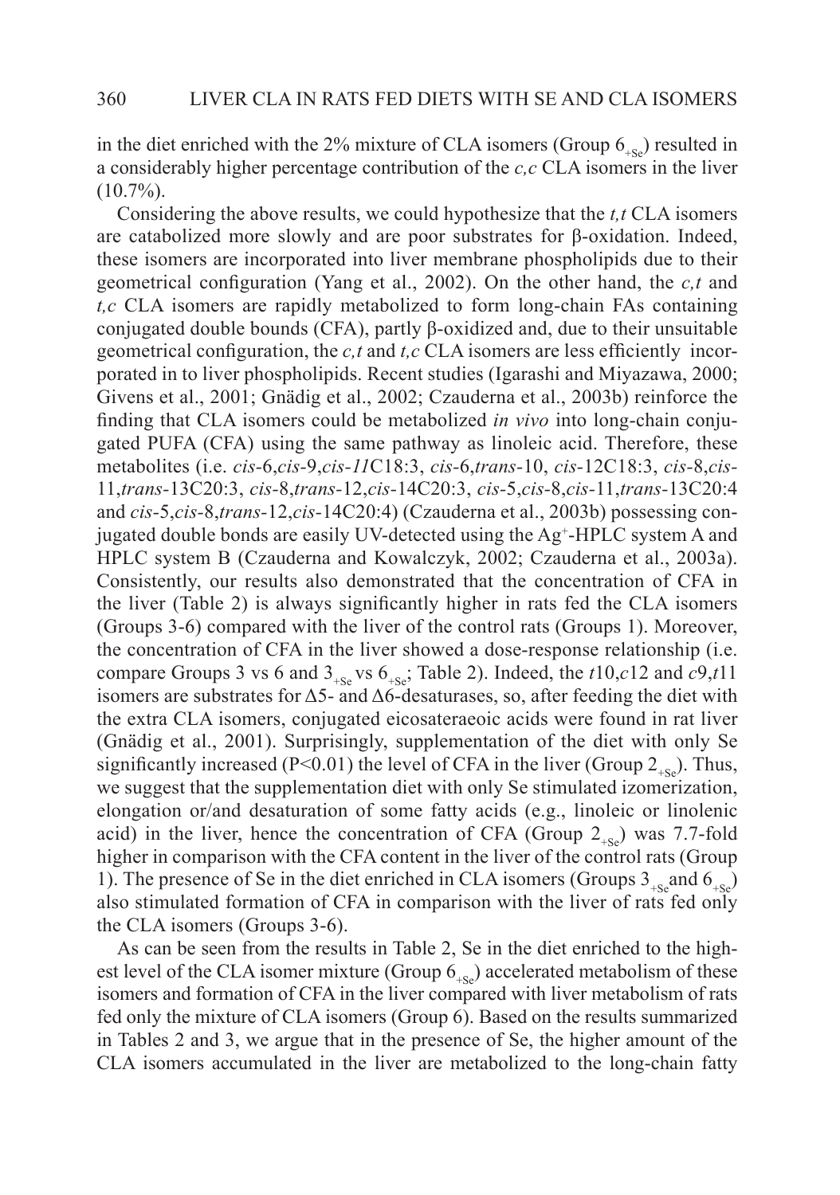in the diet enriched with the 2% mixture of CLA isomers (Group $6_{+Se}$) resulted in a considerably higher percentage contribution of the *c,c* CLA isomers in the liver (10.7%).

Considering the above results, we could hypothesize that the *t,t* CLA isomers are catabolized more slowly and are poor substrates for β-oxidation. Indeed, these isomers are incorporated into liver membrane phospholipids due to their geometrical configuration (Yang et al., 2002). On the other hand, the *c,t* and *t,c* CLA isomers are rapidly metabolized to form long-chain FAs containing conjugated double bounds (CFA), partly β-oxidized and, due to their unsuitable geometrical configuration, the *c,t* and *t,c* CLA isomers are less efficiently incorporated in to liver phospholipids. Recent studies (Igarashi and Miyazawa, 2000; Givens et al., 2001; Gnädig et al., 2002; Czauderna et al., 2003b) reinforce the finding that CLA isomers could be metabolized *in vivo* into long-chain conjugated PUFA (CFA) using the same pathway as linoleic acid. Therefore, these metabolites (i.e. *cis*-6,*cis*-9,*cis*-*11*C18:3, *cis*-6,*trans*-10, *cis*-12C18:3, *cis*-8,*cis*-11,*trans*-13C20:3, *cis*-8,*trans*-12,*cis*-14C20:3, *cis*-5,*cis*-8,*cis*-11,*trans*-13C20:4 and *cis*-5,*cis*-8,*trans*-12,*cis*-14C20:4) (Czauderna et al., 2003b) possessing conjugated double bonds are easily UV-detected using the $Ag^{+}$-HPLC system A and HPLC system B (Czauderna and Kowalczyk, 2002; Czauderna et al., 2003a). Consistently, our results also demonstrated that the concentration of CFA in the liver (Table 2) is always significantly higher in rats fed the CLA isomers (Groups 3-6) compared with the liver of the control rats (Groups 1). Moreover, the concentration of CFA in the liver showed a dose-response relationship (i.e. compare Groups 3 vs 6 and $3_{+Se}$ vs $6_{+Se}$; Table 2). Indeed, the *t*10,*c*12 and *c*9,*t*11 isomers are substrates for Δ5- and Δ6-desaturases, so, after feeding the diet with the extra CLA isomers, conjugated eicosateraeoic acids were found in rat liver (Gnädig et al., 2001). Surprisingly, supplementation of the diet with only Se significantly increased ($P<0.01$) the level of CFA in the liver (Group $2_{+Se}$). Thus, we suggest that the supplementation diet with only Se stimulated izomerization, elongation or/and desaturation of some fatty acids (e.g., linoleic or linolenic acid) in the liver, hence the concentration of CFA (Group $2_{+Se}$) was 7.7-fold higher in comparison with the CFA content in the liver of the control rats (Group 1). The presence of Se in the diet enriched in CLA isomers (Groups $3_{+Se}$ and $6_{+Se}$) also stimulated formation of CFA in comparison with the liver of rats fed only the CLA isomers (Groups 3-6).

As can be seen from the results in Table 2, Se in the diet enriched to the highest level of the CLA isomer mixture (Group $6_{+Se}$) accelerated metabolism of these isomers and formation of CFA in the liver compared with liver metabolism of rats fed only the mixture of CLA isomers (Group 6). Based on the results summarized in Tables 2 and 3, we argue that in the presence of Se, the higher amount of the CLA isomers accumulated in the liver are metabolized to the long-chain fatty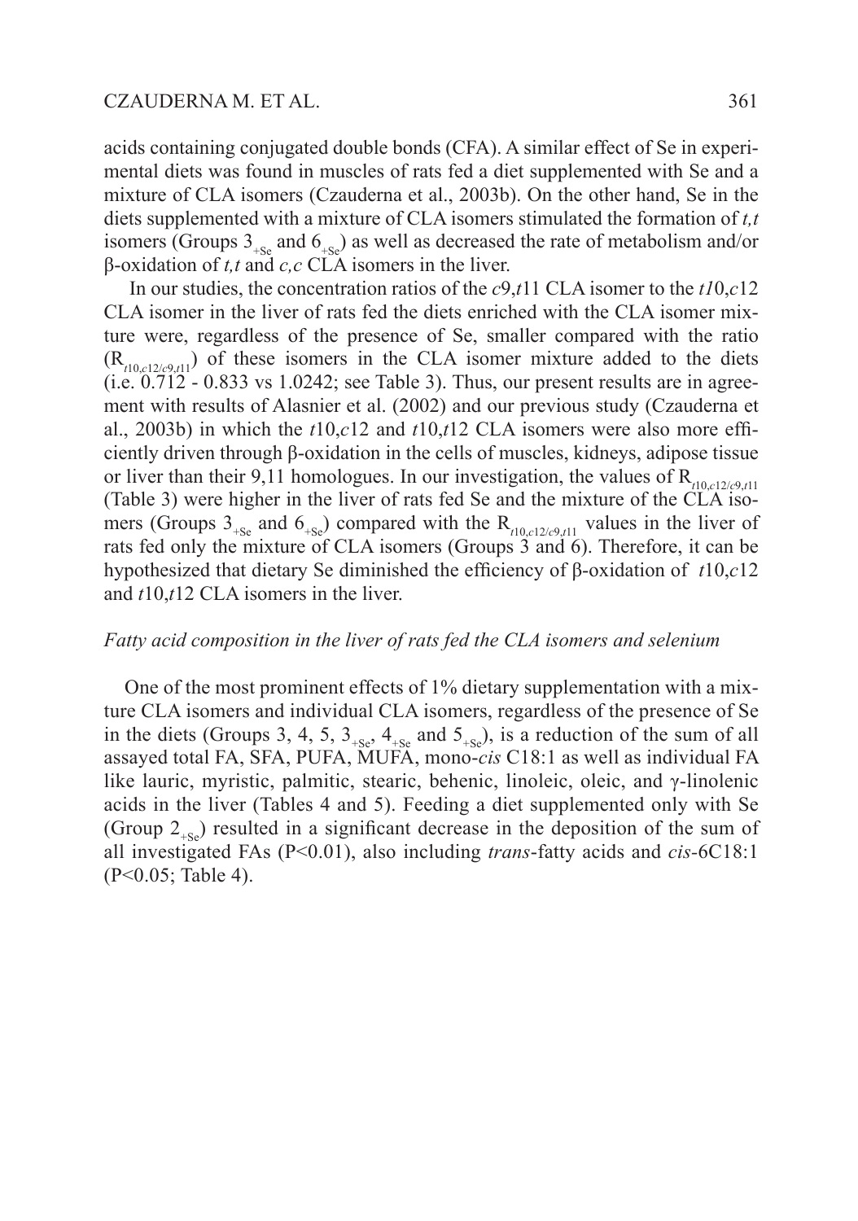acids containing conjugated double bonds (CFA). A similar effect of Se in experimental diets was found in muscles of rats fed a diet supplemented with Se and a mixture of CLA isomers (Czauderna et al., 2003b). On the other hand, Se in the diets supplemented with a mixture of CLA isomers stimulated the formation of *t,t* isomers (Groups $3_{+Se}$ and $6_{+Se}$) as well as decreased the rate of metabolism and/or β-oxidation of *t,t* and *c,c* CLA isomers in the liver.

In our studies, the concentration ratios of the *c*9,*t*11 CLA isomer to the *t1*0,*c*12 CLA isomer in the liver of rats fed the diets enriched with the CLA isomer mixture were, regardless of the presence of Se, smaller compared with the ratio ($R_{t10,c12/c9,t11}$) of these isomers in the CLA isomer mixture added to the diets (i.e. 0.712 - 0.833 vs 1.0242; see Table 3). Thus, our present results are in agreement with results of Alasnier et al. (2002) and our previous study (Czauderna et al., 2003b) in which the *t*10,*c*12 and *t*10,*t*12 CLA isomers were also more efficiently driven through β-oxidation in the cells of muscles, kidneys, adipose tissue or liver than their 9,11 homologues. In our investigation, the values of $R_{t10,c12/c9,t11}$ (Table 3) were higher in the liver of rats fed Se and the mixture of the CLA isomers (Groups $3_{+Se}$ and $6_{+Se}$) compared with the $R_{t10,c12/c9,t11}$ values in the liver of rats fed only the mixture of CLA isomers (Groups 3 and 6). Therefore, it can be hypothesized that dietary Se diminished the efficiency of β-oxidation of *t*10,*c*12 and *t*10,*t*12 CLA isomers in the liver.

*Fatty acid composition in the liver of rats fed the CLA isomers and selenium*

One of the most prominent effects of 1% dietary supplementation with a mixture CLA isomers and individual CLA isomers, regardless of the presence of Se in the diets (Groups 3, 4, 5, $3_{+Se}$, $4_{+Se}$ and $5_{+Se}$), is a reduction of the sum of all assayed total FA, SFA, PUFA, MUFA, mono-*cis* C18:1 as well as individual FA like lauric, myristic, palmitic, stearic, behenic, linoleic, oleic, and γ-linolenic acids in the liver (Tables 4 and 5). Feeding a diet supplemented only with Se (Group $2_{+Se}$) resulted in a significant decrease in the deposition of the sum of all investigated FAs ($P<0.01$), also including *trans*-fatty acids and *cis*-6C18:1 ($P<0.05$; Table 4).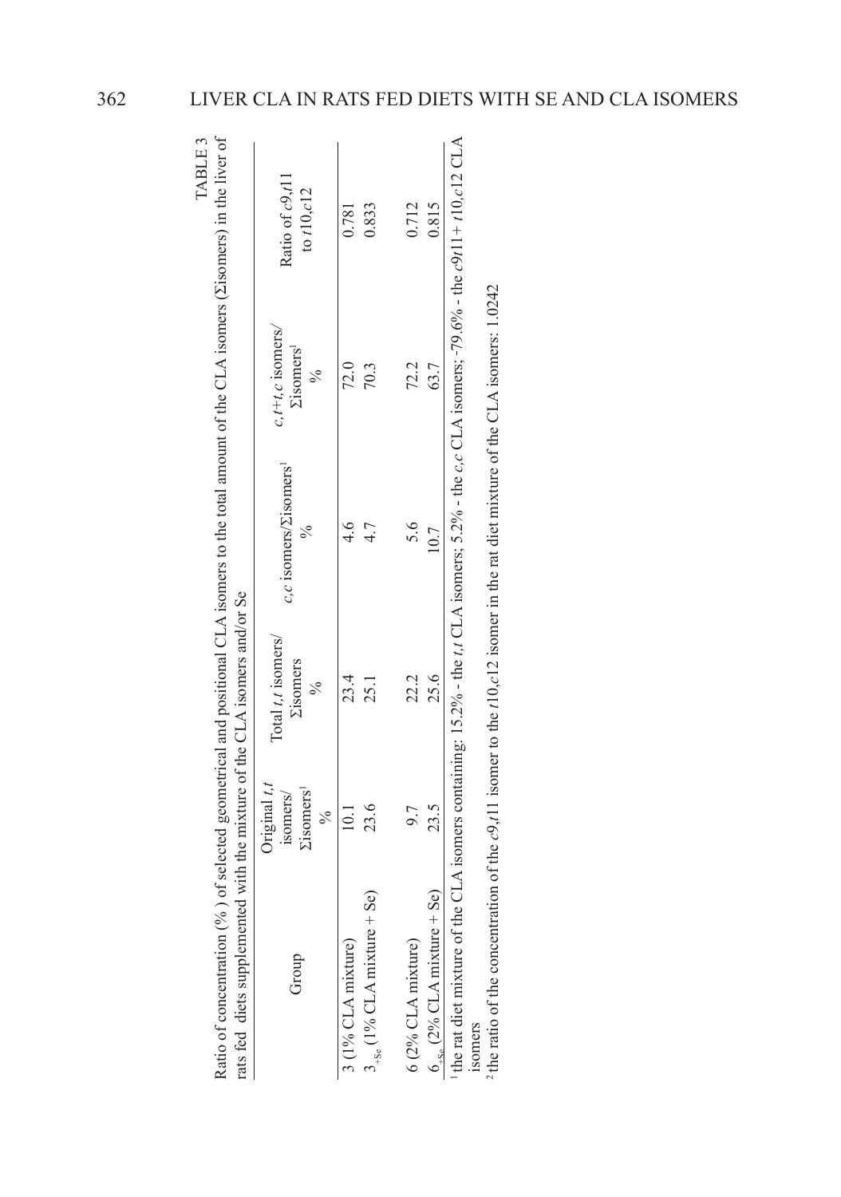TABLE 3

Ratio of concentration (%) of selected geometrical and positional CLA isomers to the total amount of the CLA isomers (Σisomers) in the liver of rats fed diets supplemented with the mixture of the CLA isomers and/or Se

| Group | Original *t,t* isomers/ Σisomers[1] % | Total *t,t* isomers/ Σisomers % | *c,c* isomers/Σisomers[1] % | *c,t*+*t,c* isomers/ Σisomers[1] % | Ratio of *c*9,*t*11 to *t*10,*c*12 |
|---|---|---|---|---|---|
| 3 (1% CLA mixture) | 10.1 | 23.4 | 4.6 | 72.0 | 0.781 |
| $3_{+Se}$ (1% CLA mixture + Se) | 23.6 | 25.1 | 4.7 | 70.3 | 0.833 |
| 6 (2% CLA mixture) | 9.7 | 22.2 | 5.6 | 72.2 | 0.712 |
| $6_{+Se}$ (2% CLA mixture + Se) | 23.5 | 25.6 | 10.7 | 63.7 | 0.815 |

[1] the rat diet mixture of the CLA isomers containing: 15.2% - the *t,t* CLA isomers; 5.2% - the *c,c* CLA isomers; ~79.6% - the *c*9*t*11 + *t*10,*c*12 CLA isomers

[2] the ratio of the concentration of the *c*9,*t*11 isomer to the *t*10,*c*12 isomer in the rat diet mixture of the CLA isomers: 1.0242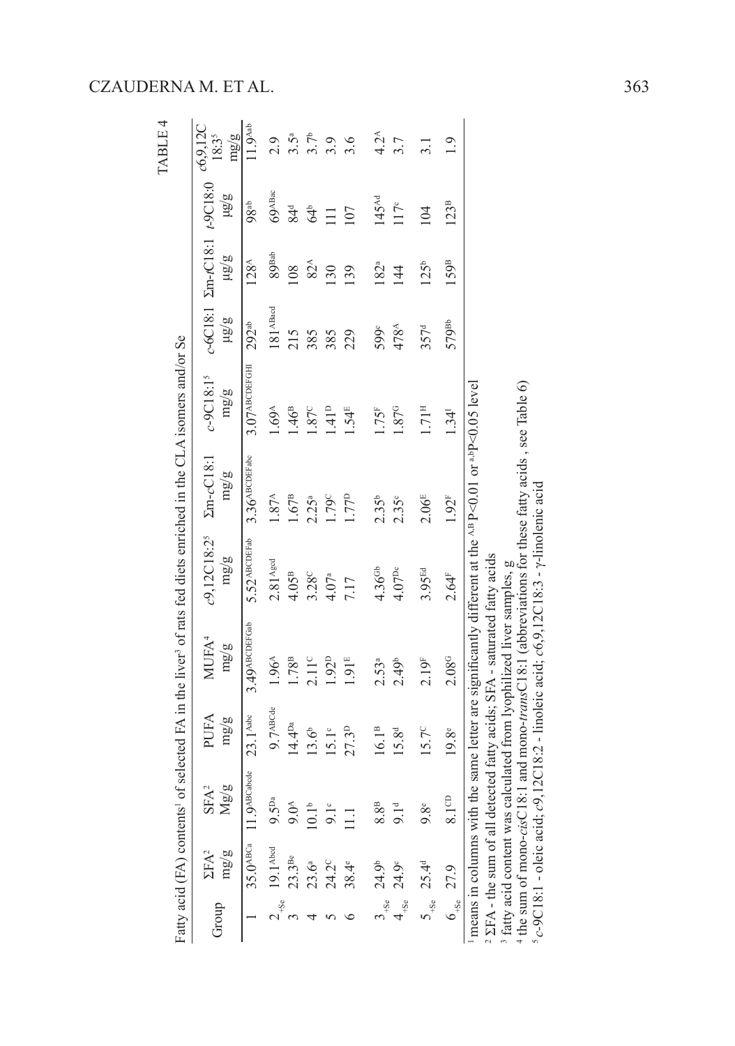TABLE 4

Fatty acid (FA) contents[1] of selected FA in the liver[3] of rats fed diets enriched in the CLA isomers and/or Se

| Group | ΣFA[2] mg/g | SFA[2] Mg/g | PUFA mg/g | MUFA[4] mg/g | c9,12C18:2[5] mg/g | Σm-cC18:1 mg/g | c-9C18:1[5] mg/g | c-6C18:1 μg/g | Σm-tC18:1 μg/g | t-9C18:0 μg/g | c6,9,12C 18:3[5] mg/g |
|---|---|---|---|---|---|---|---|---|---|---|---|
| 1 | 35.0[ABCa] | 11.9[ABCabcde] | 23.1[Aabc] | 3.49[ABCDEFGab] | 5.52[ABCDEFab] | 3.36[ABCDEFabc] | 3.07[ABCDEFGHI] | 292[ab] | 128[A] | 98[ab] | 11.9[Aab] |
| 2+Se | 19.1[Abcd] | 9.5[Da] | 9.7[ABCde] | 1.96[A] | 2.81[Agcd] | 1.87[A] | 1.69[A] | 181[ABacd] | 89[Bab] | 69[ABac] | 2.9 |
| 3 | 23.3[Be] | 9.0[A] | 14.4[Da] | 1.78[B] | 4.05[B] | 1.67[B] | 1.46[B] | 215 | 108 | 84[d] | 3.5[a] |
| 4 | 23.6[a] | 10.1[b] | 13.6[b] | 2.11[C] | 3.28[C] | 2.25[a] | 1.87[C] | 385 | 82[A] | 64[b] | 3.7[b] |
| 5 | 24.2[C] | 9.1[c] | 15.1[c] | 1.92[D] | 4.07[a] | 1.79[C] | 1.41[D] | 385 | 130 | 111 | 3.9 |
| 6 | 38.4[e] | 11.1 | 27.3[D] | 1.91[E] | 7.17 | 1.77[D] | 1.54[E] | 229 | 139 | 107 | 3.6 |
| 3+Se | 24.9[b] | 8.8[B] | 16.1[B] | 2.53[a] | 4.36[Gb] | 2.35[b] | 1.75[F] | 599[c] | 182[a] | 145[Ad] | 4.2[A] |
| 4+Se | 24.9[c] | 9.1[d] | 15.8[d] | 2.49[b] | 4.07[Dc] | 2.35[c] | 1.87[G] | 478[A] | 144 | 117[c] | 3.7 |
| 5+Se | 25.4[d] | 9.8[e] | 15.7[C] | 2.19[F] | 3.95[Ed] | 2.06[E] | 1.71[H] | 357[d] | 125[b] | 104 | 3.1 |
| 6+Se | 27.9 | 8.1[CD] | 19.8[e] | 2.08[G] | 2.64[F] | 1.92[F] | 1.34[I] | 579[Bb] | 159[B] | 123[B] | 1.9 |

[1] means in columns with the same letter are significantly different at the [A,B] P<0.01 or [a,b] P<0.05 level

[2] ΣFA - the sum of all detected fatty acids; SFA - saturated fatty acids

[3] fatty acid content was calculated from lyophilized liver samples, g

[4] the sum of mono-*cis*C18:1 and mono-*trans*C18:1 (abbreviations for these fatty acids , see Table 6)

[5] *c*-9C18:1 - oleic acid; *c*9,12C18:2 - linoleic acid; *c*6,9,12C18:3 - γ-linolenic acid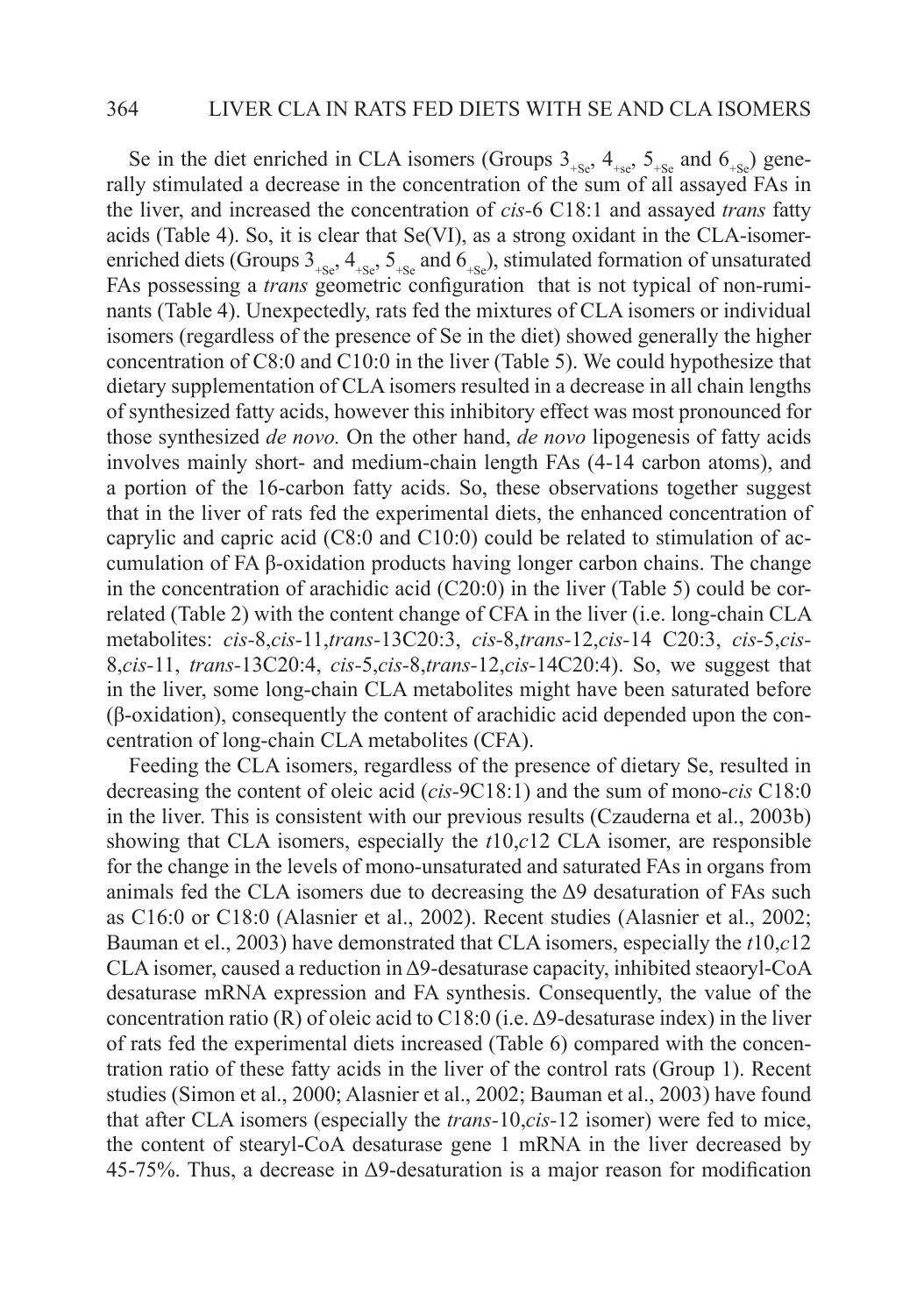Se in the diet enriched in CLA isomers (Groups $3_{+Se}$, $4_{+se}$, $5_{+Se}$ and $6_{+Se}$) generally stimulated a decrease in the concentration of the sum of all assayed FAs in the liver, and increased the concentration of *cis*-6 C18:1 and assayed *trans* fatty acids (Table 4). So, it is clear that Se(VI), as a strong oxidant in the CLA-isomer-enriched diets (Groups $3_{+Se}$, $4_{+Se}$, $5_{+Se}$ and $6_{+Se}$), stimulated formation of unsaturated FAs possessing a *trans* geometric configuration that is not typical of non-ruminants (Table 4). Unexpectedly, rats fed the mixtures of CLA isomers or individual isomers (regardless of the presence of Se in the diet) showed generally the higher concentration of C8:0 and C10:0 in the liver (Table 5). We could hypothesize that dietary supplementation of CLA isomers resulted in a decrease in all chain lengths of synthesized fatty acids, however this inhibitory effect was most pronounced for those synthesized *de novo.* On the other hand, *de novo* lipogenesis of fatty acids involves mainly short- and medium-chain length FAs (4-14 carbon atoms), and a portion of the 16-carbon fatty acids. So, these observations together suggest that in the liver of rats fed the experimental diets, the enhanced concentration of caprylic and capric acid (C8:0 and C10:0) could be related to stimulation of accumulation of FA β-oxidation products having longer carbon chains. The change in the concentration of arachidic acid (C20:0) in the liver (Table 5) could be correlated (Table 2) with the content change of CFA in the liver (i.e. long-chain CLA metabolites: *cis*-8,*cis*-11,*trans*-13C20:3, *cis*-8,*trans*-12,*cis*-14 C20:3, *cis*-5,*cis*-8,*cis*-11, *trans*-13C20:4, *cis*-5,*cis*-8,*trans*-12,*cis*-14C20:4). So, we suggest that in the liver, some long-chain CLA metabolites might have been saturated before (β-oxidation), consequently the content of arachidic acid depended upon the concentration of long-chain CLA metabolites (CFA).

Feeding the CLA isomers, regardless of the presence of dietary Se, resulted in decreasing the content of oleic acid (*cis*-9C18:1) and the sum of mono-*cis* C18:0 in the liver. This is consistent with our previous results (Czauderna et al., 2003b) showing that CLA isomers, especially the *t*10,*c*12 CLA isomer, are responsible for the change in the levels of mono-unsaturated and saturated FAs in organs from animals fed the CLA isomers due to decreasing the Δ9 desaturation of FAs such as C16:0 or C18:0 (Alasnier et al., 2002). Recent studies (Alasnier et al., 2002; Bauman et el., 2003) have demonstrated that CLA isomers, especially the *t*10,*c*12 CLA isomer, caused a reduction in Δ9-desaturase capacity, inhibited steaoryl-CoA desaturase mRNA expression and FA synthesis. Consequently, the value of the concentration ratio (R) of oleic acid to C18:0 (i.e. Δ9-desaturase index) in the liver of rats fed the experimental diets increased (Table 6) compared with the concentration ratio of these fatty acids in the liver of the control rats (Group 1). Recent studies (Simon et al., 2000; Alasnier et al., 2002; Bauman et al., 2003) have found that after CLA isomers (especially the *trans*-10,*cis*-12 isomer) were fed to mice, the content of stearyl-CoA desaturase gene 1 mRNA in the liver decreased by 45-75%. Thus, a decrease in Δ9-desaturation is a major reason for modification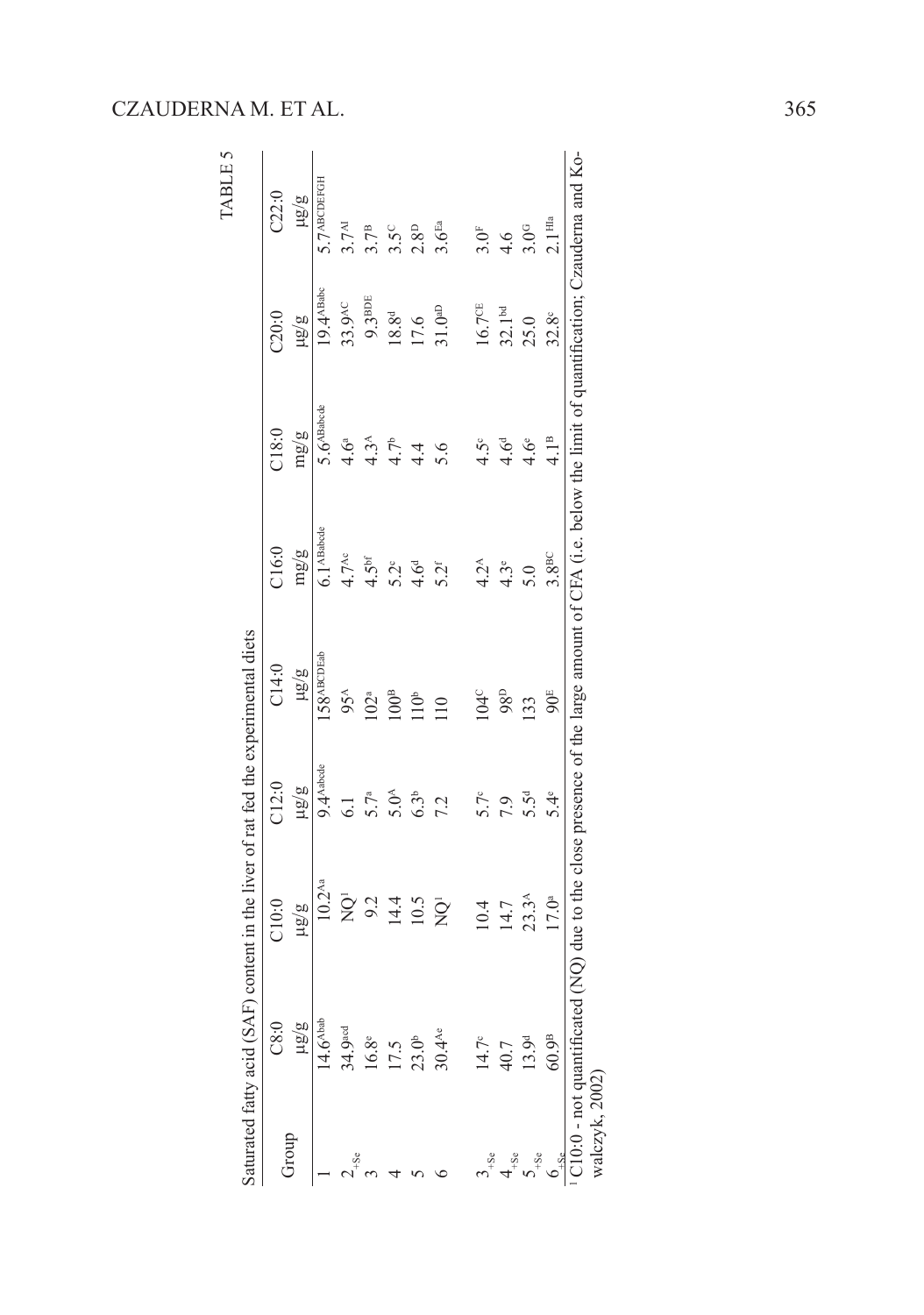TABLE 5

Saturated fatty acid (SAF) content in the liver of rat fed the experimental diets

| Group | C8:0 µg/g | C10:0 µg/g | C12:0 µg/g | C14:0 µg/g | C16:0 mg/g | C18:0 mg/g | C20:0 µg/g | C22:0 µg/g |
|---|---|---|---|---|---|---|---|---|
| 1 | 14.6[Abab] | 10.2[Aa] | 9.4[Aabcde] | 158[ABCDEab] | 6.1[ABabcde] | 5.6[ABabcde] | 19.4[ABabc] | 5.7[ABCDEFGH] |
| $2_{+Se}$ | 34.9[acd] | NQ[1] | 6.1 | 95[A] | 4.7[Ac] | 4.6[a] | 33.9[AC] | 3.7[AI] |
| 3 | 16.8[e] | 9.2 | 5.7[a] | 102[a] | 4.5[bf] | 4.3[A] | 9.3[BDE] | 3.7[B] |
| 4 | 17.5 | 14.4 | 5.0[A] | 100[B] | 5.2[c] | 4.7[b] | 18.8[d] | 3.5[C] |
| 5 | 23.0[b] | 10.5 | 6.3[b] | 110[b] | 4.6[d] | 4.4 | 17.6 | 2.8[D] |
| 6 | 30.4[Ae] | NQ[1] | 7.2 | 110 | 5.2[f] | 5.6 | 31.0[aD] | 3.6[Ea] |
| $3_{+Se}$ | 14.7[c] | 10.4 | 5.7[c] | 104[C] | 4.2[A] | 4.5[c] | 16.7[CE] | 3.0[F] |
| $4_{+Se}$ | 40.7 | 14.7 | 7.9 | 98[D] | 4.3[e] | 4.6[d] | 32.1[bd] | 4.6 |
| $5_{+Se}$ | 13.9[d] | 23.3[A] | 5.5[d] | 133 | 5.0 | 4.6[e] | 25.0 | 3.0[G] |
| $6_{+Se}$ | 60.9[B] | 17.0[a] | 5.4[e] | 90[E] | 3.8[BC] | 4.1[B] | 32.8[c] | 2.1[HIa] |

[1] C10:0 - not quantificated (NQ) due to the close presence of the large amount of CFA (i.e. below the limit of quantification; Czauderna and Kowalczyk, 2002)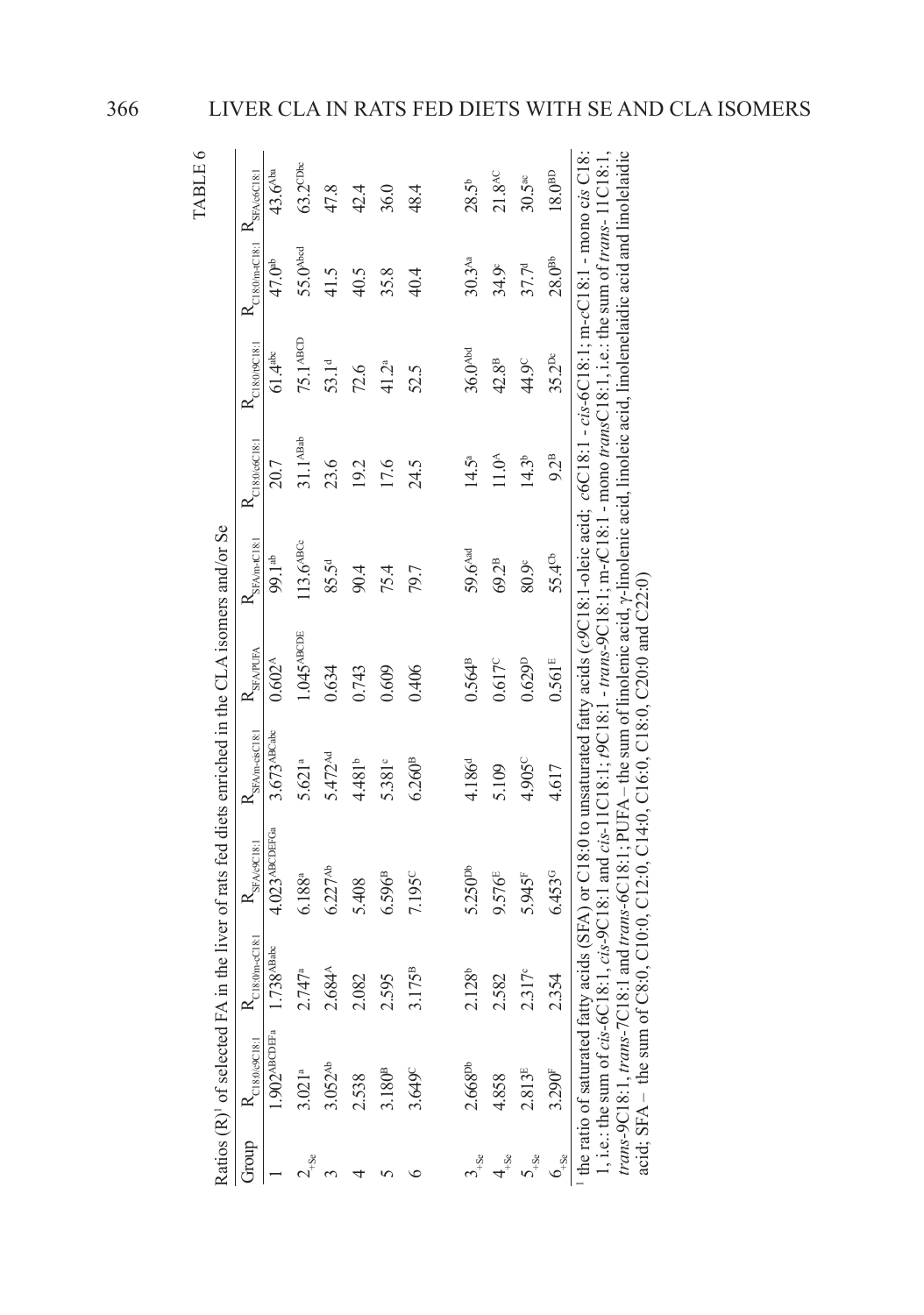TABLE 6

Ratios (R)[1] of selected FA in the liver of rats fed diets enriched in the CLA isomers and/or Se

| Group | $R_{C18:0/c9C18:1}$ | $R_{C18:0/m\text{-}cC18:1}$ | $R_{SFA/c9C18:1}$ | $R_{SFA/m\text{-}cisC18:1}$ | $R_{SFA/PUFA}$ | $R_{SFA/m\text{-}tC18:1}$ | $R_{C18:0/c6C18:1}$ | $R_{C18:0/t9C18:1}$ | $R_{C18:0/m\text{-}tC18:1}$ | $R_{SFA/c6C18:1}$ |
|---|---|---|---|---|---|---|---|---|---|---|
| 1 | 1.902$^{ABCDEFa}$ | 1.738$^{ABabc}$ | 4.023$^{ABCDEFGa}$ | 3.673$^{ABCabc}$ | 0.602$^{A}$ | 99.1$^{ab}$ | 20.7 | 61.4$^{abc}$ | 47.0$^{ab}$ | 43.6$^{Aba}$ |
| $2_{+Se}$ | 3.021$^{a}$ | 2.747$^{a}$ | 6.188$^{a}$ | 5.621$^{a}$ | 1.045$^{ABCDE}$ | 113.6$^{ABCc}$ | 31.1$^{ABab}$ | 75.1$^{ABCD}$ | 55.0$^{Abcd}$ | 63.2$^{CDbc}$ |
| 3 | 3.052$^{Ab}$ | 2.684$^{A}$ | 6.227$^{Ab}$ | 5.472$^{Ad}$ | 0.634 | 85.5$^{d}$ | 23.6 | 53.1$^{d}$ | 41.5 | 47.8 |
| 4 | 2.538 | 2.082 | 5.408 | 4.481$^{b}$ | 0.743 | 90.4 | 19.2 | 72.6 | 40.5 | 42.4 |
| 5 | 3.180$^{B}$ | 2.595 | 6.596$^{B}$ | 5.381$^{c}$ | 0.609 | 75.4 | 17.6 | 41.2$^{a}$ | 35.8 | 36.0 |
| 6 | 3.649$^{C}$ | 3.175$^{B}$ | 7.195$^{C}$ | 6.260$^{B}$ | 0.406 | 79.7 | 24.5 | 52.5 | 40.4 | 48.4 |
| $3_{+Se}$ | 2.668$^{Db}$ | 2.128$^{b}$ | 5.250$^{Db}$ | 4.186$^{d}$ | 0.564$^{B}$ | 59.6$^{Aad}$ | 14.5$^{a}$ | 36.0$^{Abd}$ | 30.3$^{Aa}$ | 28.5$^{b}$ |
| $4_{+Se}$ | 4.858 | 2.582 | 9.576$^{E}$ | 5.109 | 0.617$^{C}$ | 69.2$^{B}$ | 11.0$^{A}$ | 42.8$^{B}$ | 34.9$^{c}$ | 21.8$^{AC}$ |
| $5_{+Se}$ | 2.813$^{E}$ | 2.317$^{c}$ | 5.945$^{F}$ | 4.905$^{C}$ | 0.629$^{D}$ | 80.9$^{c}$ | 14.3$^{b}$ | 44.9$^{C}$ | 37.7$^{d}$ | 30.5$^{ac}$ |
| $6_{+Se}$ | 3.290$^{F}$ | 2.354 | 6.453$^{G}$ | 4.617 | 0.561$^{E}$ | 55.4$^{Cb}$ | 9.2$^{B}$ | 35.2$^{Dc}$ | 28.0$^{Bb}$ | 18.0$^{BD}$ |

[1] the ratio of saturated fatty acids (SFA) or C18:0 to unsaturated fatty acids (*c9*C18:1-oleic acid; *c6*C18:1 - *cis*-6C18:1; m-*c*C18:1 - mono *cis* C18:1, i.e.: the sum of *cis*-6C18:1, *cis*-9C18:1 and *cis*-11C18:1; *t9*C18:1 - *trans*-9C18:1; m-*t*C18:1 - mono *trans*C18:1, i.e.: the sum of *trans*-11C18:1, *trans*-9C18:1, *trans*-7C18:1 and *trans*-6C18:1; PUFA – the sum of linolenic acid, γ-linolenic acid, linoleic acid, linolenelaidic acid and linolelaidic acid; SFA – the sum of C8:0, C10:0, C12:0, C14:0, C16:0, C18:0, C20:0 and C22:0)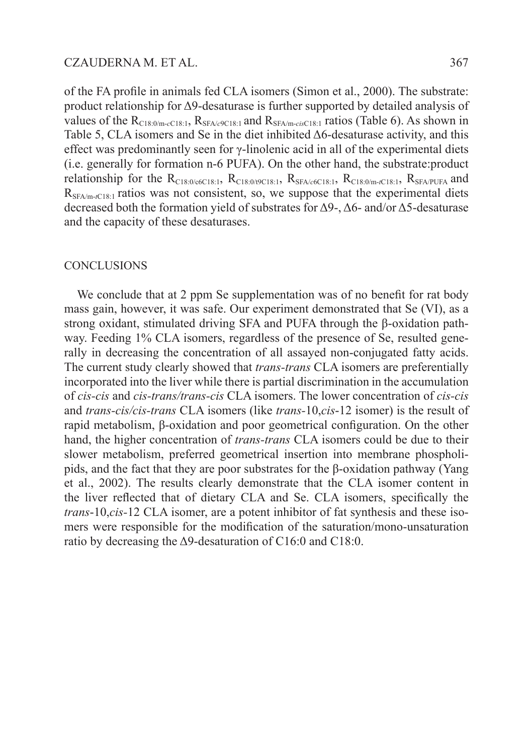of the FA profile in animals fed CLA isomers (Simon et al., 2000). The substrate: product relationship for Δ9-desaturase is further supported by detailed analysis of values of the $R_{C18:0/m\text{-}cC18:1}$, $R_{SFA/c9C18:1}$ and $R_{SFA/m\text{-}cisC18:1}$ ratios (Table 6). As shown in Table 5, CLA isomers and Se in the diet inhibited Δ6-desaturase activity, and this effect was predominantly seen for γ-linolenic acid in all of the experimental diets (i.e. generally for formation n-6 PUFA). On the other hand, the substrate:product relationship for the $R_{C18:0/c6C18:1}$, $R_{C18:0/t9C18:1}$, $R_{SFA/c6C18:1}$, $R_{C18:0/m\text{-}tC18:1}$, $R_{SFA/PUFA}$ and $R_{SFA/m\text{-}tC18:1}$ ratios was not consistent, so, we suppose that the experimental diets decreased both the formation yield of substrates for Δ9-, Δ6- and/or Δ5-desaturase and the capacity of these desaturases.

## CONCLUSIONS

We conclude that at 2 ppm Se supplementation was of no benefit for rat body mass gain, however, it was safe. Our experiment demonstrated that Se (VI), as a strong oxidant, stimulated driving SFA and PUFA through the β-oxidation pathway. Feeding 1% CLA isomers, regardless of the presence of Se, resulted generally in decreasing the concentration of all assayed non-conjugated fatty acids. The current study clearly showed that *trans-trans* CLA isomers are preferentially incorporated into the liver while there is partial discrimination in the accumulation of *cis-cis* and *cis-trans/trans-cis* CLA isomers. The lower concentration of *cis-cis* and *trans-cis/cis-trans* CLA isomers (like *trans*-10,*cis*-12 isomer) is the result of rapid metabolism, β-oxidation and poor geometrical configuration. On the other hand, the higher concentration of *trans-trans* CLA isomers could be due to their slower metabolism, preferred geometrical insertion into membrane phospholipids, and the fact that they are poor substrates for the β-oxidation pathway (Yang et al., 2002). The results clearly demonstrate that the CLA isomer content in the liver reflected that of dietary CLA and Se. CLA isomers, specifically the *trans*-10,*cis*-12 CLA isomer, are a potent inhibitor of fat synthesis and these isomers were responsible for the modification of the saturation/mono-unsaturation ratio by decreasing the Δ9-desaturation of C16:0 and C18:0.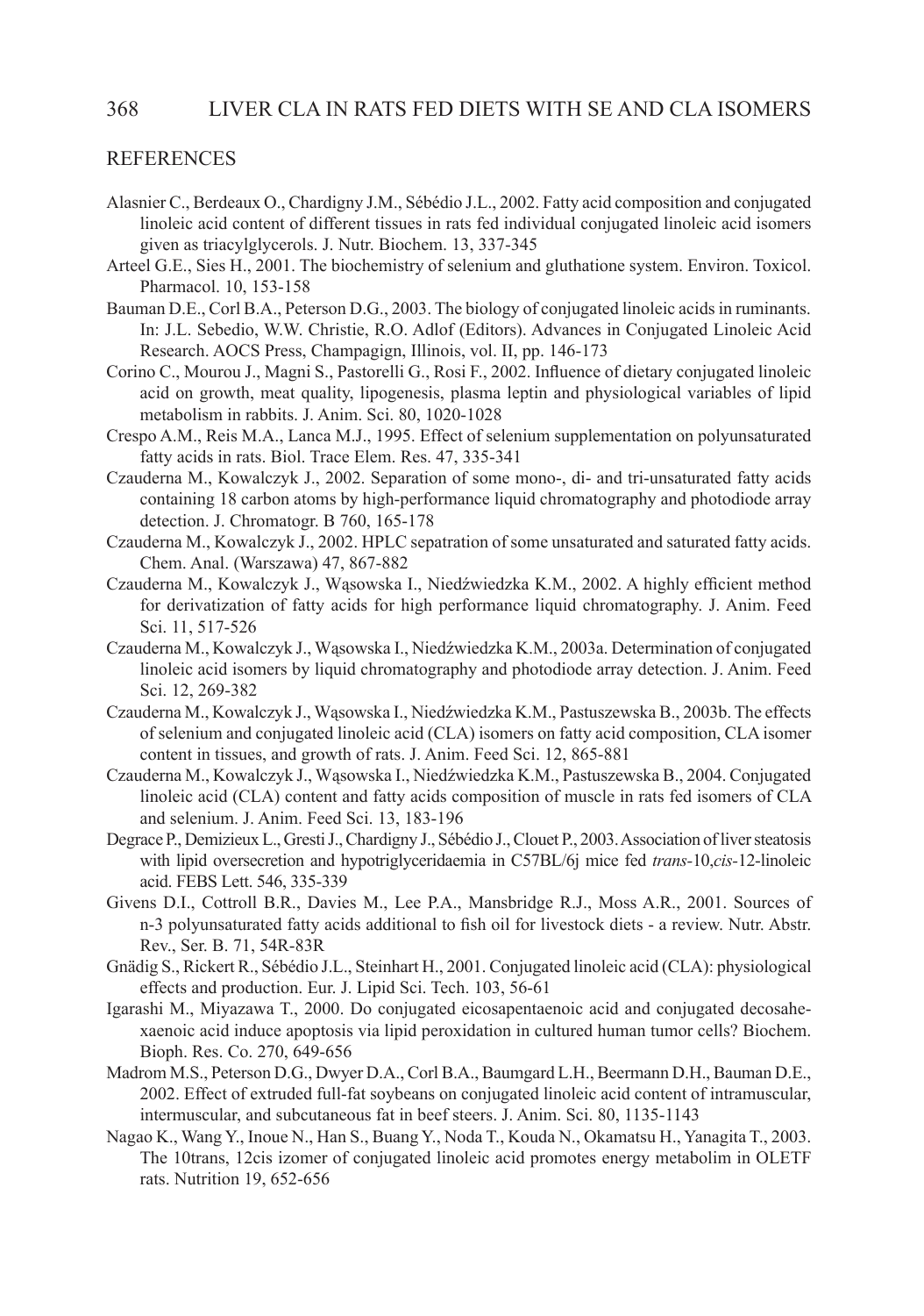## REFERENCES

Alasnier C., Berdeaux O., Chardigny J.M., Sébédio J.L., 2002. Fatty acid composition and conjugated linoleic acid content of different tissues in rats fed individual conjugated linoleic acid isomers given as triacylglycerols. J. Nutr. Biochem. 13, 337-345

Arteel G.E., Sies H., 2001. The biochemistry of selenium and gluthatione system. Environ. Toxicol. Pharmacol. 10, 153-158

Bauman D.E., Corl B.A., Peterson D.G., 2003. The biology of conjugated linoleic acids in ruminants. In: J.L. Sebedio, W.W. Christie, R.O. Adlof (Editors). Advances in Conjugated Linoleic Acid Research. AOCS Press, Champagign, Illinois, vol. II, pp. 146-173

Corino C., Mourou J., Magni S., Pastorelli G., Rosi F., 2002. Influence of dietary conjugated linoleic acid on growth, meat quality, lipogenesis, plasma leptin and physiological variables of lipid metabolism in rabbits. J. Anim. Sci. 80, 1020-1028

Crespo A.M., Reis M.A., Lanca M.J., 1995. Effect of selenium supplementation on polyunsaturated fatty acids in rats. Biol. Trace Elem. Res. 47, 335-341

Czauderna M., Kowalczyk J., 2002. Separation of some mono-, di- and tri-unsaturated fatty acids containing 18 carbon atoms by high-performance liquid chromatography and photodiode array detection. J. Chromatogr. B 760, 165-178

Czauderna M., Kowalczyk J., 2002. HPLC sepatration of some unsaturated and saturated fatty acids. Chem. Anal. (Warszawa) 47, 867-882

Czauderna M., Kowalczyk J., Wąsowska I., Niedźwiedzka K.M., 2002. A highly efficient method for derivatization of fatty acids for high performance liquid chromatography. J. Anim. Feed Sci. 11, 517-526

Czauderna M., Kowalczyk J., Wąsowska I., Niedźwiedzka K.M., 2003a. Determination of conjugated linoleic acid isomers by liquid chromatography and photodiode array detection. J. Anim. Feed Sci. 12, 269-382

Czauderna M., Kowalczyk J., Wąsowska I., Niedźwiedzka K.M., Pastuszewska B., 2003b. The effects of selenium and conjugated linoleic acid (CLA) isomers on fatty acid composition, CLA isomer content in tissues, and growth of rats. J. Anim. Feed Sci. 12, 865-881

Czauderna M., Kowalczyk J., Wąsowska I., Niedźwiedzka K.M., Pastuszewska B., 2004. Conjugated linoleic acid (CLA) content and fatty acids composition of muscle in rats fed isomers of CLA and selenium. J. Anim. Feed Sci. 13, 183-196

Degrace P., Demizieux L., Gresti J., Chardigny J., Sébédio J., Clouet P., 2003. Association of liver steatosis with lipid oversecretion and hypotriglyceridaemia in C57BL/6j mice fed *trans*-10,*cis*-12-linoleic acid. FEBS Lett. 546, 335-339

Givens D.I., Cottroll B.R., Davies M., Lee P.A., Mansbridge R.J., Moss A.R., 2001. Sources of n-3 polyunsaturated fatty acids additional to fish oil for livestock diets - a review. Nutr. Abstr. Rev., Ser. B. 71, 54R-83R

Gnädig S., Rickert R., Sébédio J.L., Steinhart H., 2001. Conjugated linoleic acid (CLA): physiological effects and production. Eur. J. Lipid Sci. Tech. 103, 56-61

Igarashi M., Miyazawa T., 2000. Do conjugated eicosapentaenoic acid and conjugated decosahexaenoic acid induce apoptosis via lipid peroxidation in cultured human tumor cells? Biochem. Bioph. Res. Co. 270, 649-656

Madrom M.S., Peterson D.G., Dwyer D.A., Corl B.A., Baumgard L.H., Beermann D.H., Bauman D.E., 2002. Effect of extruded full-fat soybeans on conjugated linoleic acid content of intramuscular, intermuscular, and subcutaneous fat in beef steers. J. Anim. Sci. 80, 1135-1143

Nagao K., Wang Y., Inoue N., Han S., Buang Y., Noda T., Kouda N., Okamatsu H., Yanagita T., 2003. The 10trans, 12cis izomer of conjugated linoleic acid promotes energy metabolim in OLETF rats. Nutrition 19, 652-656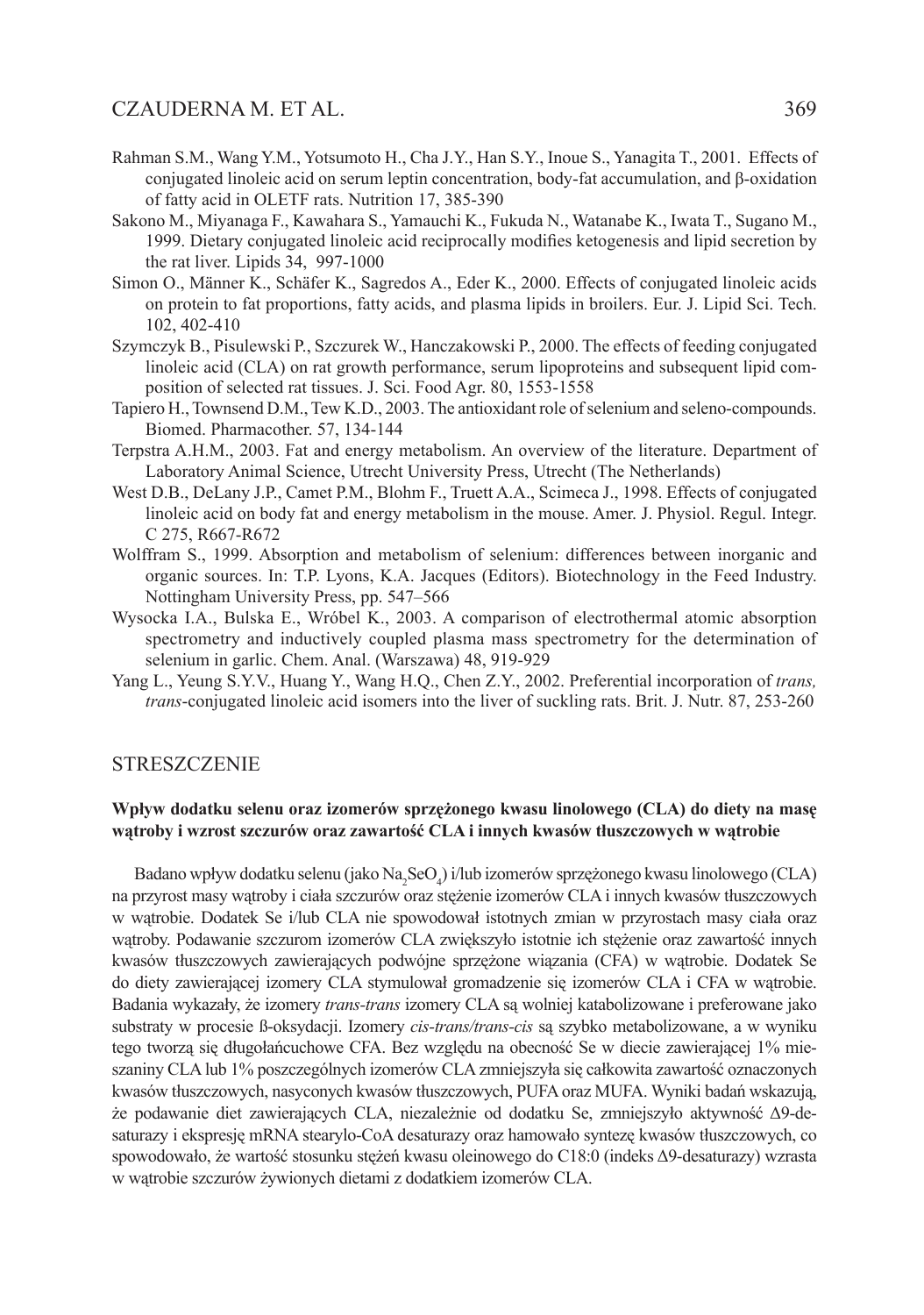Rahman S.M., Wang Y.M., Yotsumoto H., Cha J.Y., Han S.Y., Inoue S., Yanagita T., 2001. Effects of conjugated linoleic acid on serum leptin concentration, body-fat accumulation, and β-oxidation of fatty acid in OLETF rats. Nutrition 17, 385-390

Sakono M., Miyanaga F., Kawahara S., Yamauchi K., Fukuda N., Watanabe K., Iwata T., Sugano M., 1999. Dietary conjugated linoleic acid reciprocally modifies ketogenesis and lipid secretion by the rat liver. Lipids 34, 997-1000

Simon O., Männer K., Schäfer K., Sagredos A., Eder K., 2000. Effects of conjugated linoleic acids on protein to fat proportions, fatty acids, and plasma lipids in broilers. Eur. J. Lipid Sci. Tech. 102, 402-410

Szymczyk B., Pisulewski P., Szczurek W., Hanczakowski P., 2000. The effects of feeding conjugated linoleic acid (CLA) on rat growth performance, serum lipoproteins and subsequent lipid composition of selected rat tissues. J. Sci. Food Agr. 80, 1553-1558

Tapiero H., Townsend D.M., Tew K.D., 2003. The antioxidant role of selenium and seleno-compounds. Biomed. Pharmacother. 57, 134-144

Terpstra A.H.M., 2003. Fat and energy metabolism. An overview of the literature. Department of Laboratory Animal Science, Utrecht University Press, Utrecht (The Netherlands)

West D.B., DeLany J.P., Camet P.M., Blohm F., Truett A.A., Scimeca J., 1998. Effects of conjugated linoleic acid on body fat and energy metabolism in the mouse. Amer. J. Physiol. Regul. Integr. C 275, R667-R672

Wolffram S., 1999. Absorption and metabolism of selenium: differences between inorganic and organic sources. In: T.P. Lyons, K.A. Jacques (Editors). Biotechnology in the Feed Industry. Nottingham University Press, pp. 547–566

Wysocka I.A., Bulska E., Wróbel K., 2003. A comparison of electrothermal atomic absorption spectrometry and inductively coupled plasma mass spectrometry for the determination of selenium in garlic. Chem. Anal. (Warszawa) 48, 919-929

Yang L., Yeung S.Y.V., Huang Y., Wang H.Q., Chen Z.Y., 2002. Preferential incorporation of *trans, trans*-conjugated linoleic acid isomers into the liver of suckling rats. Brit. J. Nutr. 87, 253-260

## STRESZCZENIE

**Wpływ dodatku selenu oraz izomerów sprzężonego kwasu linolowego (CLA) do diety na masę wątroby i wzrost szczurów oraz zawartość CLA i innych kwasów tłuszczowych w wątrobie**

Badano wpływ dodatku selenu (jako $Na_2SeO_4$) i/lub izomerów sprzężonego kwasu linolowego (CLA) na przyrost masy wątroby i ciała szczurów oraz stężenie izomerów CLA i innych kwasów tłuszczowych w wątrobie. Dodatek Se i/lub CLA nie spowodował istotnych zmian w przyrostach masy ciała oraz wątroby. Podawanie szczurom izomerów CLA zwiększyło istotnie ich stężenie oraz zawartość innych kwasów tłuszczowych zawierających podwójne sprzężone wiązania (CFA) w wątrobie. Dodatek Se do diety zawierającej izomery CLA stymulował gromadzenie się izomerów CLA i CFA w wątrobie. Badania wykazały, że izomery *trans-trans* izomery CLA są wolniej katabolizowane i preferowane jako substraty w procesie ß-oksydacji. Izomery *cis-trans/trans-cis* są szybko metabolizowane, a w wyniku tego tworzą się długołańcuchowe CFA. Bez względu na obecność Se w diecie zawierającej 1% mieszaniny CLA lub 1% poszczególnych izomerów CLA zmniejszyła się całkowita zawartość oznaczonych kwasów tłuszczowych, nasyconych kwasów tłuszczowych, PUFA oraz MUFA. Wyniki badań wskazują, że podawanie diet zawierających CLA, niezależnie od dodatku Se, zmniejszyło aktywność Δ9-desaturazy i ekspresję mRNA stearylo-CoA desaturazy oraz hamowało syntezę kwasów tłuszczowych, co spowodowało, że wartość stosunku stężeń kwasu oleinowego do C18:0 (indeks Δ9-desaturazy) wzrasta w wątrobie szczurów żywionych dietami z dodatkiem izomerów CLA.